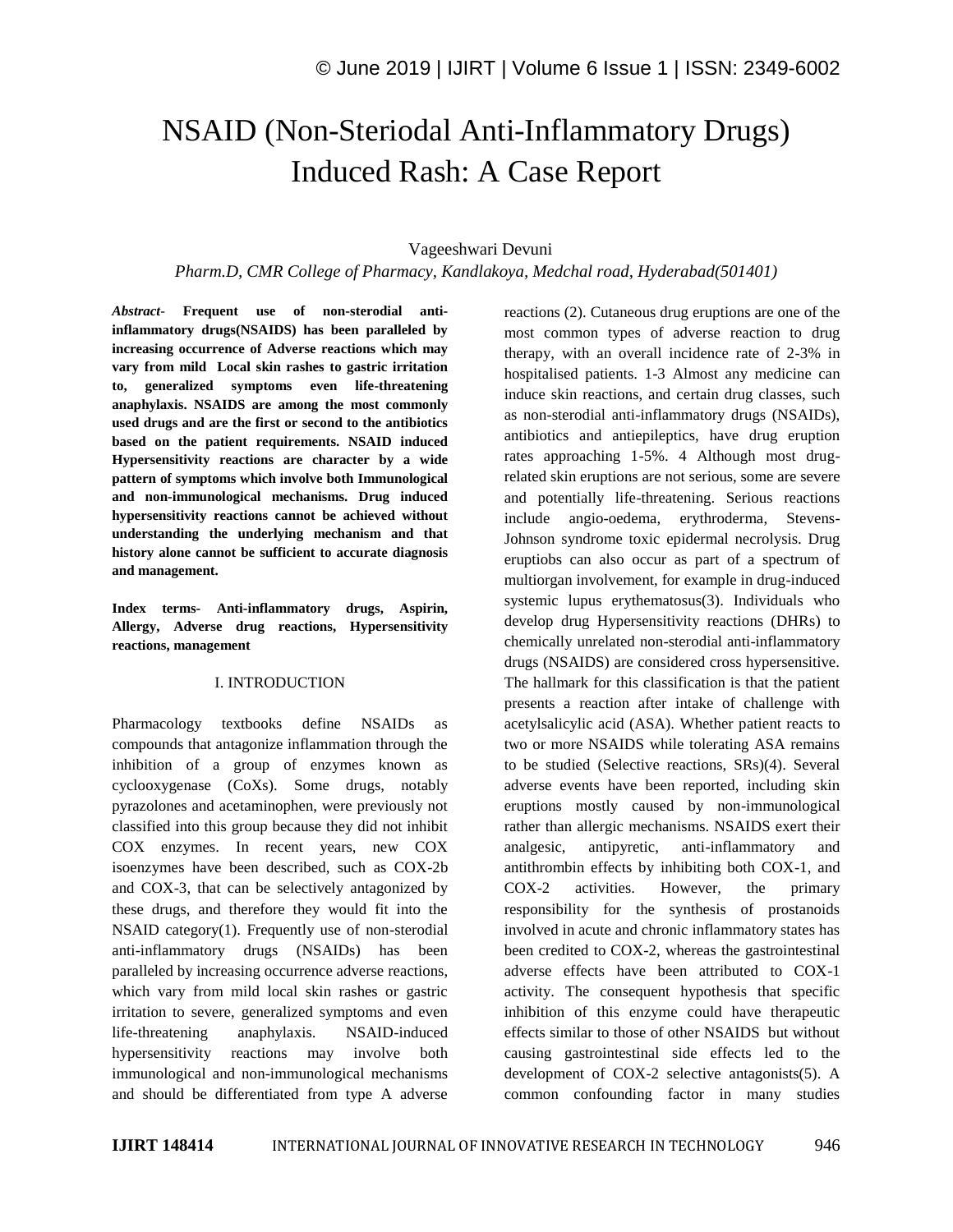# NSAID (Non-Steriodal Anti-Inflammatory Drugs) Induced Rash: A Case Report

Vageeshwari Devuni

*Pharm.D, CMR College of Pharmacy, Kandlakoya, Medchal road, Hyderabad(501401)*

***Abstract*- Frequent use of non-sterodial anti-inflammatory drugs(NSAIDS) has been paralleled by increasing occurrence of Adverse reactions which may vary from mild Local skin rashes to gastric irritation to, generalized symptoms even life-threatening anaphylaxis. NSAIDS are among the most commonly used drugs and are the first or second to the antibiotics based on the patient requirements. NSAID induced Hypersensitivity reactions are character by a wide pattern of symptoms which involve both Immunological and non-immunological mechanisms. Drug induced hypersensitivity reactions cannot be achieved without understanding the underlying mechanism and that history alone cannot be sufficient to accurate diagnosis and management.**

**Index terms- Anti-inflammatory drugs, Aspirin, Allergy, Adverse drug reactions, Hypersensitivity reactions, management**

## I. INTRODUCTION

Pharmacology textbooks define NSAIDs as compounds that antagonize inflammation through the inhibition of a group of enzymes known as cyclooxygenase (CoXs). Some drugs, notably pyrazolones and acetaminophen, were previously not classified into this group because they did not inhibit COX enzymes. In recent years, new COX isoenzymes have been described, such as COX-2b and COX-3, that can be selectively antagonized by these drugs, and therefore they would fit into the NSAID category(1). Frequently use of non-sterodial anti-inflammatory drugs (NSAIDs) has been paralleled by increasing occurrence adverse reactions, which vary from mild local skin rashes or gastric irritation to severe, generalized symptoms and even life-threatening anaphylaxis. NSAID-induced hypersensitivity reactions may involve both immunological and non-immunological mechanisms and should be differentiated from type A adverse reactions (2). Cutaneous drug eruptions are one of the most common types of adverse reaction to drug therapy, with an overall incidence rate of 2-3% in hospitalised patients. 1-3 Almost any medicine can induce skin reactions, and certain drug classes, such as non-sterodial anti-inflammatory drugs (NSAIDs), antibiotics and antiepileptics, have drug eruption rates approaching 1-5%. 4 Although most drug-related skin eruptions are not serious, some are severe and potentially life-threatening. Serious reactions include angio-oedema, erythroderma, Stevens-Johnson syndrome toxic epidermal necrolysis. Drug eruptiobs can also occur as part of a spectrum of multiorgan involvement, for example in drug-induced systemic lupus erythematosus(3). Individuals who develop drug Hypersensitivity reactions (DHRs) to chemically unrelated non-sterodial anti-inflammatory drugs (NSAIDS) are considered cross hypersensitive. The hallmark for this classification is that the patient presents a reaction after intake of challenge with acetylsalicylic acid (ASA). Whether patient reacts to two or more NSAIDS while tolerating ASA remains to be studied (Selective reactions, SRs)(4). Several adverse events have been reported, including skin eruptions mostly caused by non-immunological rather than allergic mechanisms. NSAIDS exert their analgesic, antipyretic, anti-inflammatory and antithrombin effects by inhibiting both COX-1, and COX-2 activities. However, the primary responsibility for the synthesis of prostanoids involved in acute and chronic inflammatory states has been credited to COX-2, whereas the gastrointestinal adverse effects have been attributed to COX-1 activity. The consequent hypothesis that specific inhibition of this enzyme could have therapeutic effects similar to those of other NSAIDS but without causing gastrointestinal side effects led to the development of COX-2 selective antagonists(5). A common confounding factor in many studies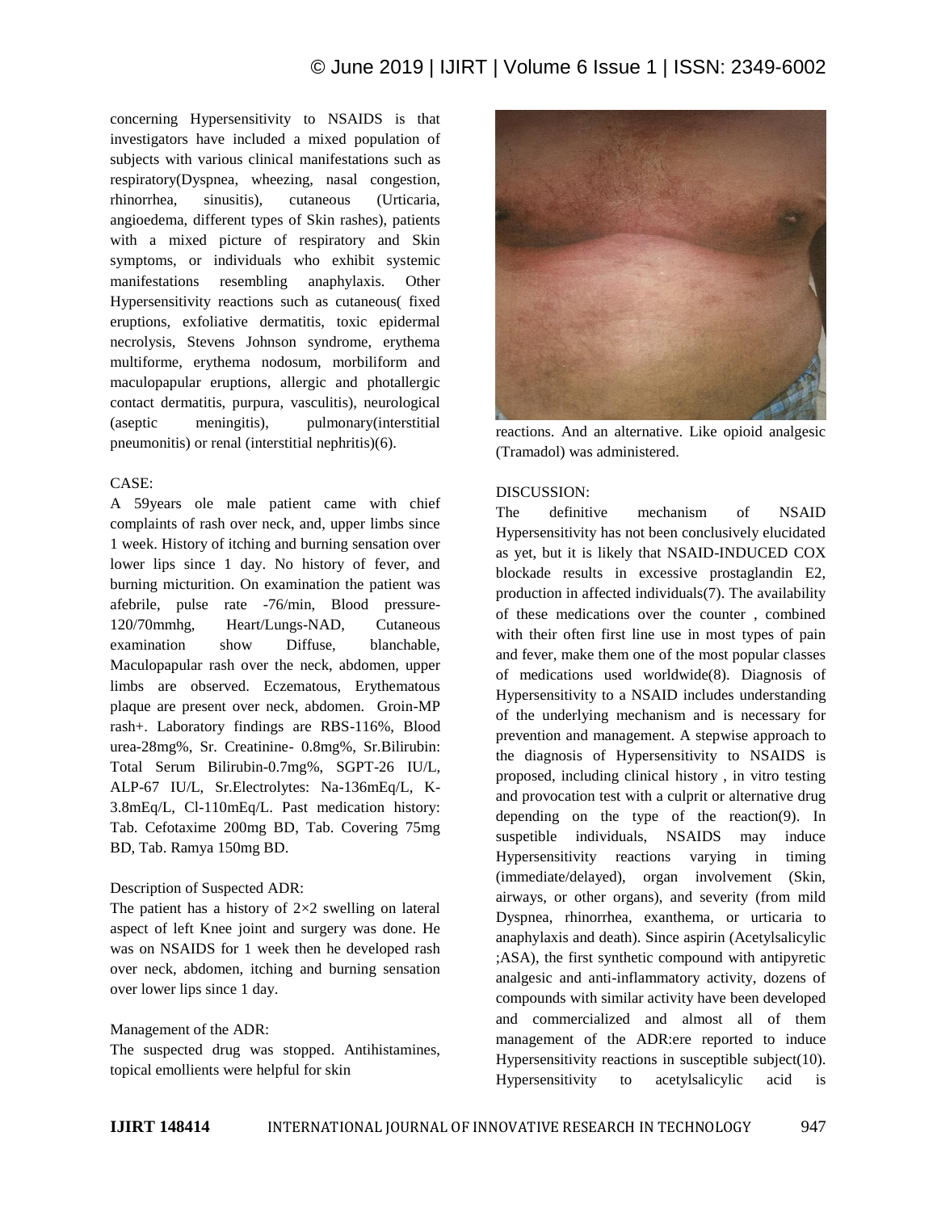concerning Hypersensitivity to NSAIDS is that investigators have included a mixed population of subjects with various clinical manifestations such as respiratory(Dyspnea, wheezing, nasal congestion, rhinorrhea, sinusitis), cutaneous (Urticaria, angioedema, different types of Skin rashes), patients with a mixed picture of respiratory and Skin symptoms, or individuals who exhibit systemic manifestations resembling anaphylaxis. Other Hypersensitivity reactions such as cutaneous( fixed eruptions, exfoliative dermatitis, toxic epidermal necrolysis, Stevens Johnson syndrome, erythema multiforme, erythema nodosum, morbiliform and maculopapular eruptions, allergic and photallergic contact dermatitis, purpura, vasculitis), neurological (aseptic meningitis), pulmonary(interstitial pneumonitis) or renal (interstitial nephritis)(6).

CASE:

A 59years ole male patient came with chief complaints of rash over neck, and, upper limbs since 1 week. History of itching and burning sensation over lower lips since 1 day. No history of fever, and burning micturition. On examination the patient was afebrile, pulse rate -76/min, Blood pressure-120/70mmhg, Heart/Lungs-NAD, Cutaneous examination show Diffuse, blanchable, Maculopapular rash over the neck, abdomen, upper limbs are observed. Eczematous, Erythematous plaque are present over neck, abdomen. Groin-MP rash+. Laboratory findings are RBS-116%, Blood urea-28mg%, Sr. Creatinine- 0.8mg%, Sr.Bilirubin: Total Serum Bilirubin-0.7mg%, SGPT-26 IU/L, ALP-67 IU/L, Sr.Electrolytes: Na-136mEq/L, K-3.8mEq/L, Cl-110mEq/L. Past medication history: Tab. Cefotaxime 200mg BD, Tab. Covering 75mg BD, Tab. Ramya 150mg BD.

Description of Suspected ADR:

The patient has a history of 2×2 swelling on lateral aspect of left Knee joint and surgery was done. He was on NSAIDS for 1 week then he developed rash over neck, abdomen, itching and burning sensation over lower lips since 1 day.

Management of the ADR:

The suspected drug was stopped. Antihistamines, topical emollients were helpful for skin reactions. And an alternative. Like opioid analgesic (Tramadol) was administered.

DISCUSSION:

The definitive mechanism of NSAID Hypersensitivity has not been conclusively elucidated as yet, but it is likely that NSAID-INDUCED COX blockade results in excessive prostaglandin E2, production in affected individuals(7). The availability of these medications over the counter , combined with their often first line use in most types of pain and fever, make them one of the most popular classes of medications used worldwide(8). Diagnosis of Hypersensitivity to a NSAID includes understanding of the underlying mechanism and is necessary for prevention and management. A stepwise approach to the diagnosis of Hypersensitivity to NSAIDS is proposed, including clinical history , in vitro testing and provocation test with a culprit or alternative drug depending on the type of the reaction(9). In suspetible individuals, NSAIDS may induce Hypersensitivity reactions varying in timing (immediate/delayed), organ involvement (Skin, airways, or other organs), and severity (from mild Dyspnea, rhinorrhea, exanthema, or urticaria to anaphylaxis and death). Since aspirin (Acetylsalicylic ;ASA), the first synthetic compound with antipyretic analgesic and anti-inflammatory activity, dozens of compounds with similar activity have been developed and commercialized and almost all of them management of the ADR:ere reported to induce Hypersensitivity reactions in susceptible subject(10). Hypersensitivity to acetylsalicylic acid is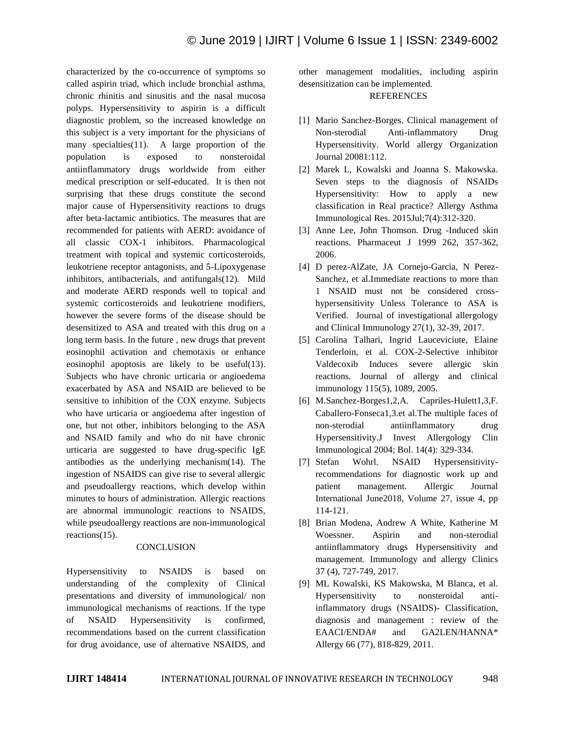characterized by the co-occurrence of symptoms so called aspirin triad, which include bronchial asthma, chronic rhinitis and sinusitis and the nasal mucosa polyps. Hypersensitivity to aspirin is a difficult diagnostic problem, so the increased knowledge on this subject is a very important for the physicians of many specialties(11). A large proportion of the population is exposed to nonsteroidal antiinflammatory drugs worldwide from either medical prescription or self-educated. It is then not surprising that these drugs constitute the second major cause of Hypersensitivity reactions to drugs after beta-lactamic antibiotics. The measures that are recommended for patients with AERD: avoidance of all classic COX-1 inhibitors. Pharmacological treatment with topical and systemic corticosteroids, leukotriene receptor antagonists, and 5-Lipoxygenase inhibitors, antibacterials, and antifungals(12). Mild and moderate AERD responds well to topical and systemic corticosteroids and leukotriene modifiers, however the severe forms of the disease should be desensitized to ASA and treated with this drug on a long term basis. In the future , new drugs that prevent eosinophil activation and chemotaxis or enhance eosinophil apoptosis are likely to be useful(13). Subjects who have chronic urticaria or angioedema exacerbated by ASA and NSAID are believed to be sensitive to inhibition of the COX enzyme. Subjects who have urticaria or angioedema after ingestion of one, but not other, inhibitors belonging to the ASA and NSAID family and who do nit have chronic urticaria are suggested to have drug-specific IgE antibodies as the underlying mechanism(14). The ingestion of NSAIDS can give rise to several allergic and pseudoallergy reactions, which develop within minutes to hours of administration. Allergic reactions are abnormal immunologic reactions to NSAIDS, while pseudoallergy reactions are non-immunological reactions(15).

## CONCLUSION

Hypersensitivity to NSAIDS is based on understanding of the complexity of Clinical presentations and diversity of immunological/ non immunological mechanisms of reactions. If the type of NSAID Hypersensitivity is confirmed, recommendations based on the current classification for drug avoidance, use of alternative NSAIDS, and other management modalities, including aspirin desensitization can be implemented.

## REFERENCES

[1] Mario Sanchez-Borges. Clinical management of Non-sterodial Anti-inflammatory Drug Hypersensitivity. World allergy Organization Journal 20081:112.

[2] Marek L, Kowalski and Joanna S. Makowska. Seven steps to the diagnosis of NSAIDs Hypersensitivity: How to apply a new classification in Real practice? Allergy Asthma Immunological Res. 2015Jul;7(4):312-320.

[3] Anne Lee, John Thomson. Drug -Induced skin reactions. Pharmaceut J 1999 262, 357-362, 2006.

[4] D perez-AlZate, JA Cornejo-Garcia, N Perez-Sanchez, et al.Immediate reactions to more than 1 NSAID must not be considered cross-hypersensitivity Unless Tolerance to ASA is Verified. Journal of investigational allergology and Clinical Immunology 27(1), 32-39, 2017.

[5] Carolina Talhari, Ingrid Lauceviciute, Elaine Tenderloin, et al. COX-2-Selective inhibitor Valdecoxib Induces severe allergic skin reactions. Journal of allergy and clinical immunology 115(5), 1089, 2005.

[6] M.Sanchez-Borges1,2,A. Capriles-Hulett1,3,F. Caballero-Fonseca1,3.et al.The multiple faces of non-sterodial antiinflammatory drug Hypersensitivity.J Invest Allergology Clin Immunological 2004; Bol. 14(4): 329-334.

[7] Stefan Wohrl. NSAID Hypersensitivity-recommendations for diagnostic work up and patient management. Allergic Journal International June2018, Volume 27, issue 4, pp 114-121.

[8] Brian Modena, Andrew A White, Katherine M Woessner. Aspirin and non-sterodial antiinflammatory drugs Hypersensitivity and management. Immunology and allergy Clinics 37 (4), 727-749, 2017.

[9] ML Kowalski, KS Makowska, M Blanca, et al. Hypersensitivity to nonsteroidal anti-inflammatory drugs (NSAIDS)- Classification, diagnosis and management : review of the EAACI/ENDA# and GA2LEN/HANNA* Allergy 66 (77), 818-829, 2011.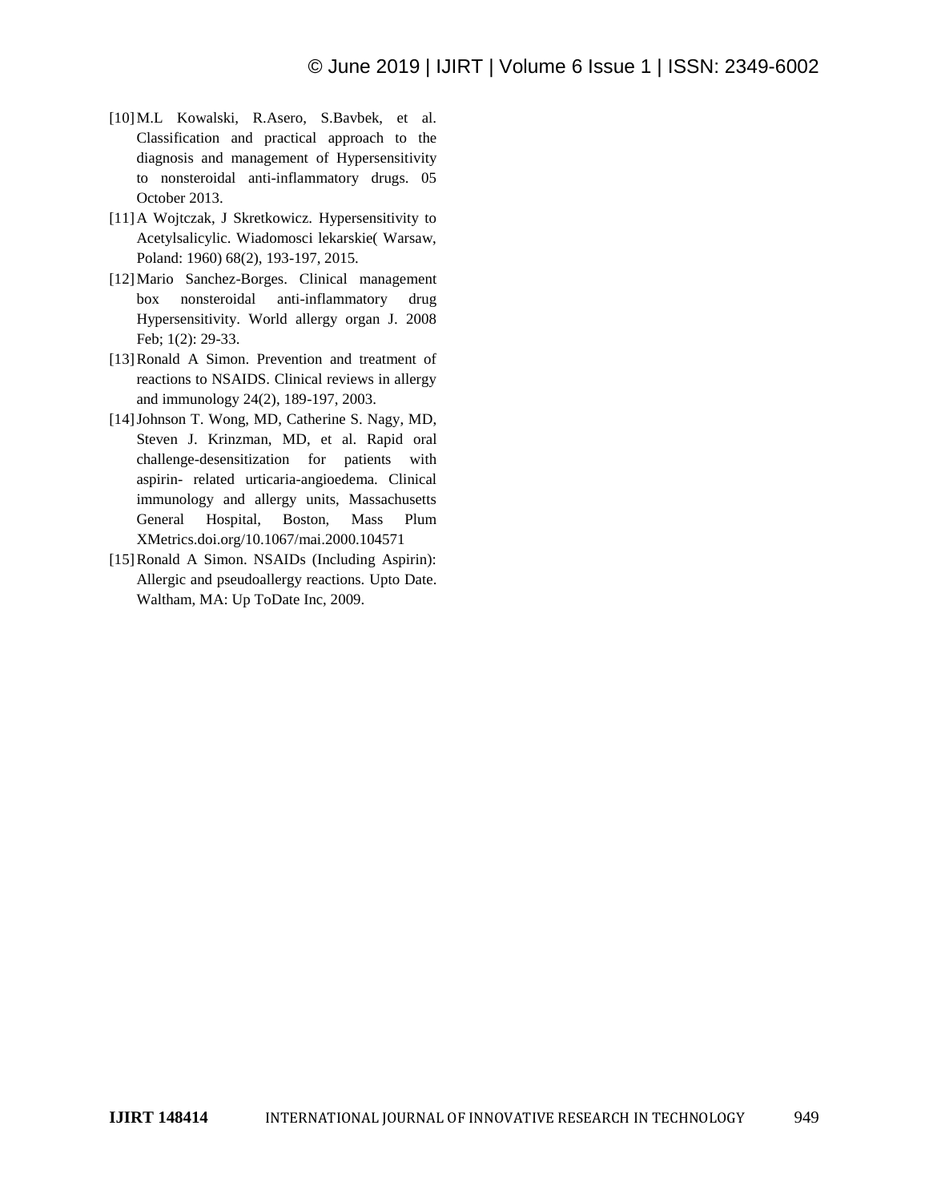[10] M.L Kowalski, R.Asero, S.Bavbek, et al. Classification and practical approach to the diagnosis and management of Hypersensitivity to nonsteroidal anti-inflammatory drugs. 05 October 2013.

[11] A Wojtczak, J Skretkowicz. Hypersensitivity to Acetylsalicylic. Wiadomosci lekarskie( Warsaw, Poland: 1960) 68(2), 193-197, 2015.

[12] Mario Sanchez-Borges. Clinical management box nonsteroidal anti-inflammatory drug Hypersensitivity. World allergy organ J. 2008 Feb; 1(2): 29-33.

[13] Ronald A Simon. Prevention and treatment of reactions to NSAIDS. Clinical reviews in allergy and immunology 24(2), 189-197, 2003.

[14] Johnson T. Wong, MD, Catherine S. Nagy, MD, Steven J. Krinzman, MD, et al. Rapid oral challenge-desensitization for patients with aspirin- related urticaria-angioedema. Clinical immunology and allergy units, Massachusetts General Hospital, Boston, Mass Plum XMetrics.doi.org/10.1067/mai.2000.104571

[15] Ronald A Simon. NSAIDs (Including Aspirin): Allergic and pseudoallergy reactions. Upto Date. Waltham, MA: Up ToDate Inc, 2009.